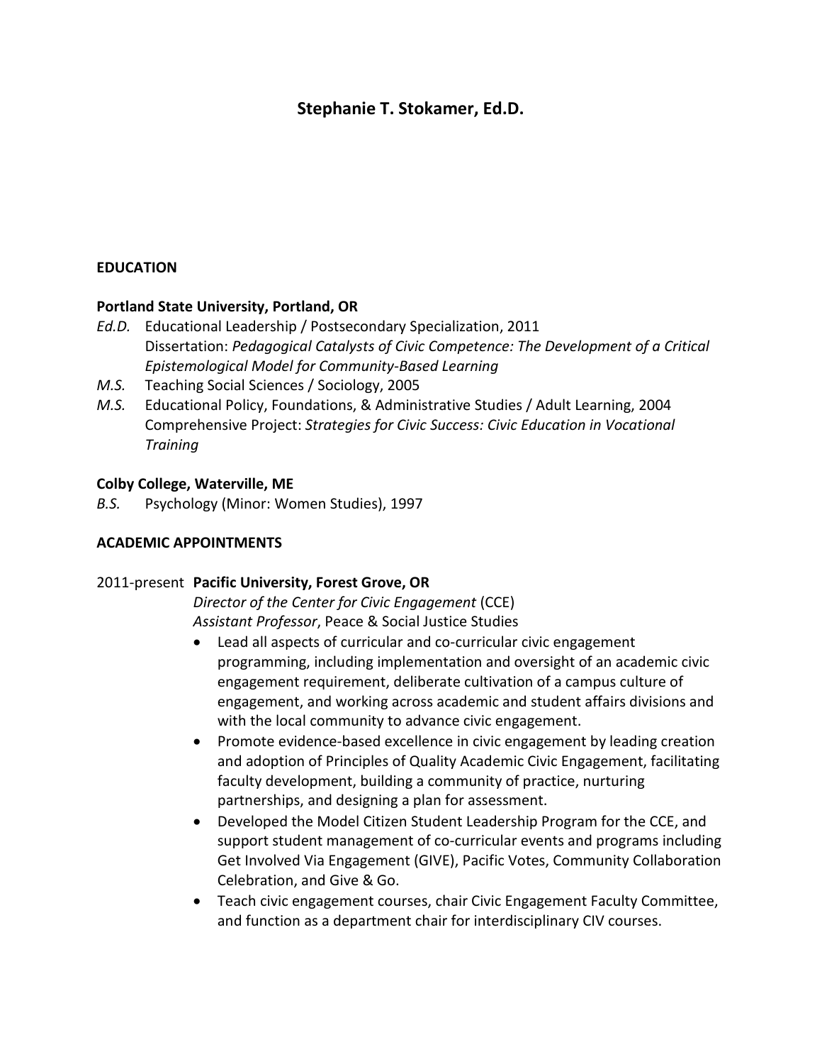# Stephanie T. Stokamer, Ed.D.

## EDUCATION

**Portland State University, Portland, OR**

*Ed.D.* Educational Leadership / Postsecondary Specialization, 2011
Dissertation: *Pedagogical Catalysts of Civic Competence: The Development of a Critical Epistemological Model for Community-Based Learning*

*M.S.* Teaching Social Sciences / Sociology, 2005

*M.S.* Educational Policy, Foundations, & Administrative Studies / Adult Learning, 2004
Comprehensive Project: *Strategies for Civic Success: Civic Education in Vocational Training*

**Colby College, Waterville, ME**

*B.S.* Psychology (Minor: Women Studies), 1997

## ACADEMIC APPOINTMENTS

2011-present **Pacific University, Forest Grove, OR**
*Director of the Center for Civic Engagement* (CCE)
*Assistant Professor*, Peace & Social Justice Studies

- Lead all aspects of curricular and co-curricular civic engagement programming, including implementation and oversight of an academic civic engagement requirement, deliberate cultivation of a campus culture of engagement, and working across academic and student affairs divisions and with the local community to advance civic engagement.
- Promote evidence-based excellence in civic engagement by leading creation and adoption of Principles of Quality Academic Civic Engagement, facilitating faculty development, building a community of practice, nurturing partnerships, and designing a plan for assessment.
- Developed the Model Citizen Student Leadership Program for the CCE, and support student management of co-curricular events and programs including Get Involved Via Engagement (GIVE), Pacific Votes, Community Collaboration Celebration, and Give & Go.
- Teach civic engagement courses, chair Civic Engagement Faculty Committee, and function as a department chair for interdisciplinary CIV courses.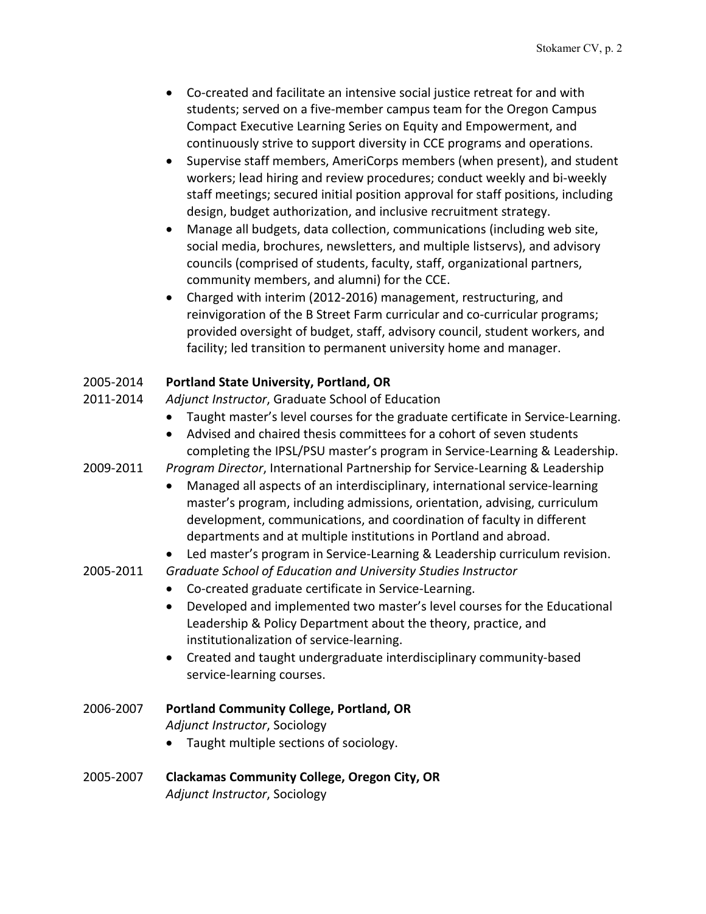- Co-created and facilitate an intensive social justice retreat for and with students; served on a five-member campus team for the Oregon Campus Compact Executive Learning Series on Equity and Empowerment, and continuously strive to support diversity in CCE programs and operations.
- Supervise staff members, AmeriCorps members (when present), and student workers; lead hiring and review procedures; conduct weekly and bi-weekly staff meetings; secured initial position approval for staff positions, including design, budget authorization, and inclusive recruitment strategy.
- Manage all budgets, data collection, communications (including web site, social media, brochures, newsletters, and multiple listservs), and advisory councils (comprised of students, faculty, staff, organizational partners, community members, and alumni) for the CCE.
- Charged with interim (2012-2016) management, restructuring, and reinvigoration of the B Street Farm curricular and co-curricular programs; provided oversight of budget, staff, advisory council, student workers, and facility; led transition to permanent university home and manager.

2005-2014 **Portland State University, Portland, OR**

2011-2014 *Adjunct Instructor*, Graduate School of Education

- Taught master's level courses for the graduate certificate in Service-Learning.
- Advised and chaired thesis committees for a cohort of seven students completing the IPSL/PSU master's program in Service-Learning & Leadership.

2009-2011 *Program Director*, International Partnership for Service-Learning & Leadership

- Managed all aspects of an interdisciplinary, international service-learning master's program, including admissions, orientation, advising, curriculum development, communications, and coordination of faculty in different departments and at multiple institutions in Portland and abroad.
- Led master's program in Service-Learning & Leadership curriculum revision.

2005-2011 *Graduate School of Education and University Studies Instructor*

- Co-created graduate certificate in Service-Learning.
- Developed and implemented two master's level courses for the Educational Leadership & Policy Department about the theory, practice, and institutionalization of service-learning.
- Created and taught undergraduate interdisciplinary community-based service-learning courses.

2006-2007 **Portland Community College, Portland, OR**
*Adjunct Instructor*, Sociology

- Taught multiple sections of sociology.

2005-2007 **Clackamas Community College, Oregon City, OR**
*Adjunct Instructor*, Sociology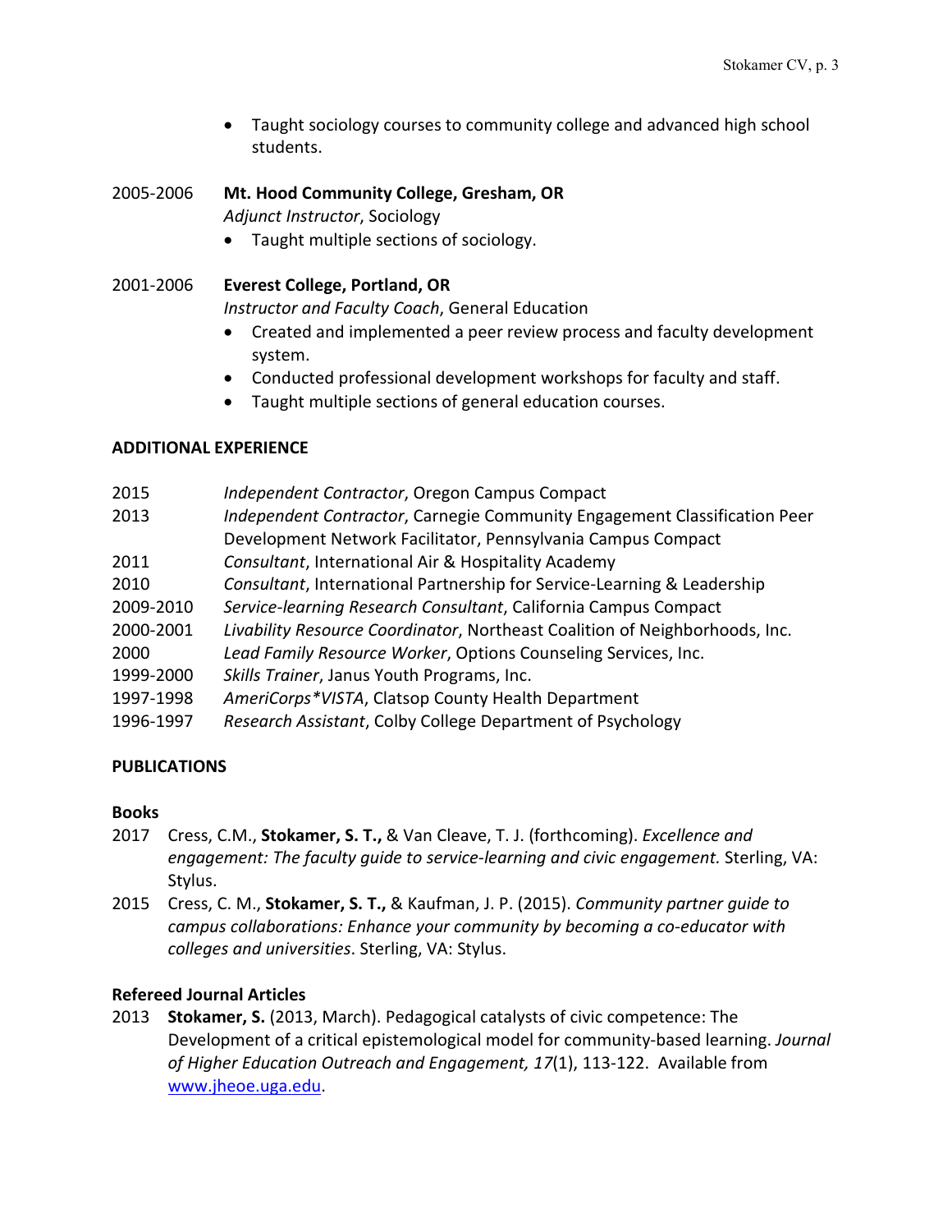- Taught sociology courses to community college and advanced high school students.

**2005-2006 Mt. Hood Community College, Gresham, OR**
*Adjunct Instructor*, Sociology

- Taught multiple sections of sociology.

**2001-2006 Everest College, Portland, OR**
*Instructor and Faculty Coach*, General Education

- Created and implemented a peer review process and faculty development system.
- Conducted professional development workshops for faculty and staff.
- Taught multiple sections of general education courses.

## ADDITIONAL EXPERIENCE

| | |
|---|---|
| 2015 | *Independent Contractor*, Oregon Campus Compact |
| 2013 | *Independent Contractor*, Carnegie Community Engagement Classification Peer Development Network Facilitator, Pennsylvania Campus Compact |
| 2011 | *Consultant*, International Air & Hospitality Academy |
| 2010 | *Consultant*, International Partnership for Service-Learning & Leadership |
| 2009-2010 | *Service-learning Research Consultant*, California Campus Compact |
| 2000-2001 | *Livability Resource Coordinator*, Northeast Coalition of Neighborhoods, Inc. |
| 2000 | *Lead Family Resource Worker*, Options Counseling Services, Inc. |
| 1999-2000 | *Skills Trainer*, Janus Youth Programs, Inc. |
| 1997-1998 | *AmeriCorps*VISTA*, Clatsop County Health Department |
| 1996-1997 | *Research Assistant*, Colby College Department of Psychology |

## PUBLICATIONS

### Books

2017 Cress, C.M., **Stokamer, S. T.,** & Van Cleave, T. J. (forthcoming). *Excellence and engagement: The faculty guide to service-learning and civic engagement.* Sterling, VA: Stylus.

2015 Cress, C. M., **Stokamer, S. T.,** & Kaufman, J. P. (2015). *Community partner guide to campus collaborations: Enhance your community by becoming a co-educator with colleges and universities*. Sterling, VA: Stylus.

### Refereed Journal Articles

2013 **Stokamer, S.** (2013, March). Pedagogical catalysts of civic competence: The Development of a critical epistemological model for community-based learning. *Journal of Higher Education Outreach and Engagement, 17*(1), 113-122. Available from [www.jheoe.uga.edu](www.jheoe.uga.edu).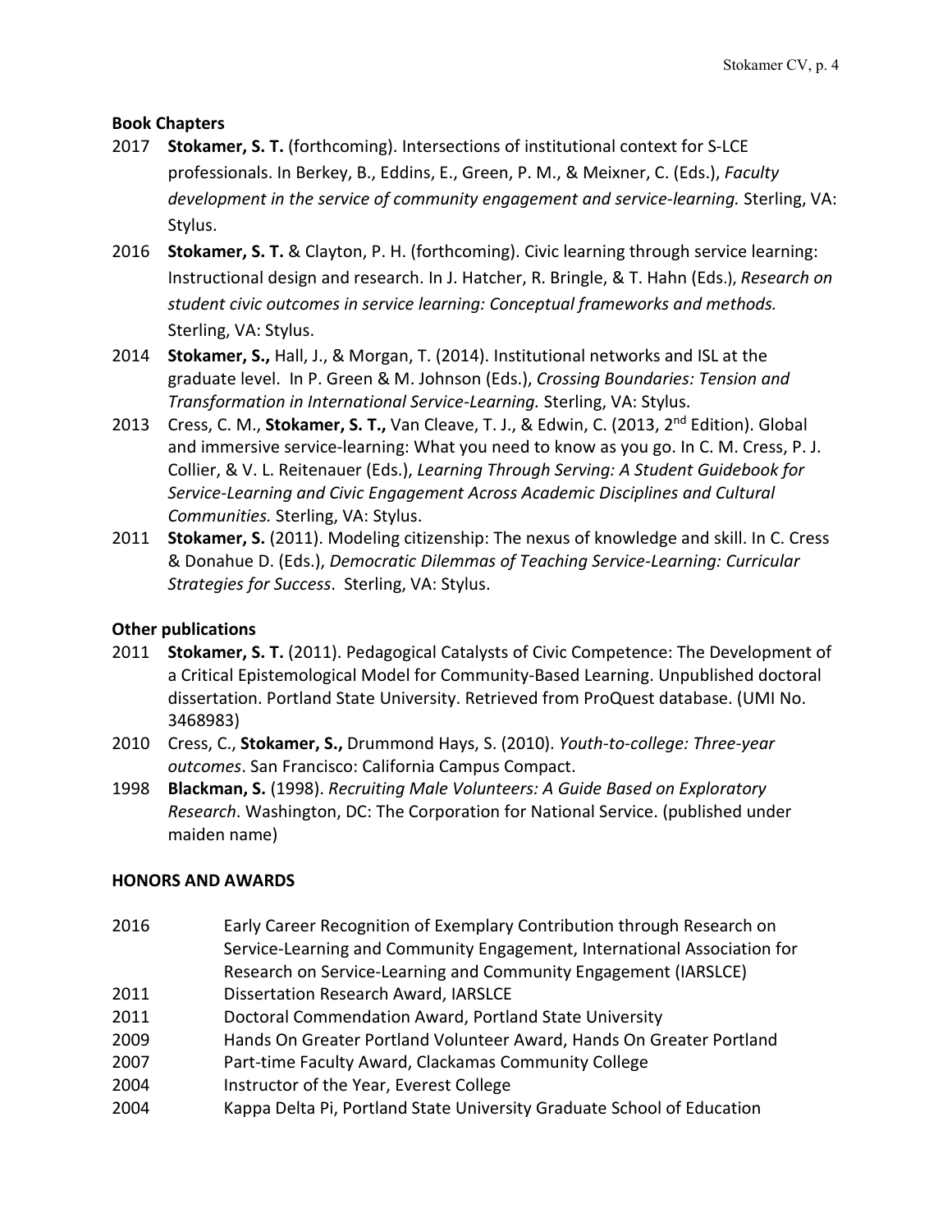**Book Chapters**

2017 **Stokamer, S. T.** (forthcoming). Intersections of institutional context for S-LCE professionals. In Berkey, B., Eddins, E., Green, P. M., & Meixner, C. (Eds.), *Faculty development in the service of community engagement and service-learning.* Sterling, VA: Stylus.

2016 **Stokamer, S. T.** & Clayton, P. H. (forthcoming). Civic learning through service learning: Instructional design and research. In J. Hatcher, R. Bringle, & T. Hahn (Eds.), *Research on student civic outcomes in service learning: Conceptual frameworks and methods.* Sterling, VA: Stylus.

2014 **Stokamer, S.,** Hall, J., & Morgan, T. (2014). Institutional networks and ISL at the graduate level. In P. Green & M. Johnson (Eds.), *Crossing Boundaries: Tension and Transformation in International Service-Learning.* Sterling, VA: Stylus.

2013 Cress, C. M., **Stokamer, S. T.,** Van Cleave, T. J., & Edwin, C. (2013, 2nd Edition). Global and immersive service-learning: What you need to know as you go. In C. M. Cress, P. J. Collier, & V. L. Reitenauer (Eds.), *Learning Through Serving: A Student Guidebook for Service-Learning and Civic Engagement Across Academic Disciplines and Cultural Communities.* Sterling, VA: Stylus.

2011 **Stokamer, S.** (2011). Modeling citizenship: The nexus of knowledge and skill. In C. Cress & Donahue D. (Eds.), *Democratic Dilemmas of Teaching Service-Learning: Curricular Strategies for Success*. Sterling, VA: Stylus.

**Other publications**

2011 **Stokamer, S. T.** (2011). Pedagogical Catalysts of Civic Competence: The Development of a Critical Epistemological Model for Community-Based Learning. Unpublished doctoral dissertation. Portland State University. Retrieved from ProQuest database. (UMI No. 3468983)

2010 Cress, C., **Stokamer, S.,** Drummond Hays, S. (2010). *Youth-to-college: Three-year outcomes*. San Francisco: California Campus Compact.

1998 **Blackman, S.** (1998). *Recruiting Male Volunteers: A Guide Based on Exploratory Research*. Washington, DC: The Corporation for National Service. (published under maiden name)

**HONORS AND AWARDS**

2016 Early Career Recognition of Exemplary Contribution through Research on Service-Learning and Community Engagement, International Association for Research on Service-Learning and Community Engagement (IARSLCE)

2011 Dissertation Research Award, IARSLCE

2011 Doctoral Commendation Award, Portland State University

2009 Hands On Greater Portland Volunteer Award, Hands On Greater Portland

2007 Part-time Faculty Award, Clackamas Community College

2004 Instructor of the Year, Everest College

2004 Kappa Delta Pi, Portland State University Graduate School of Education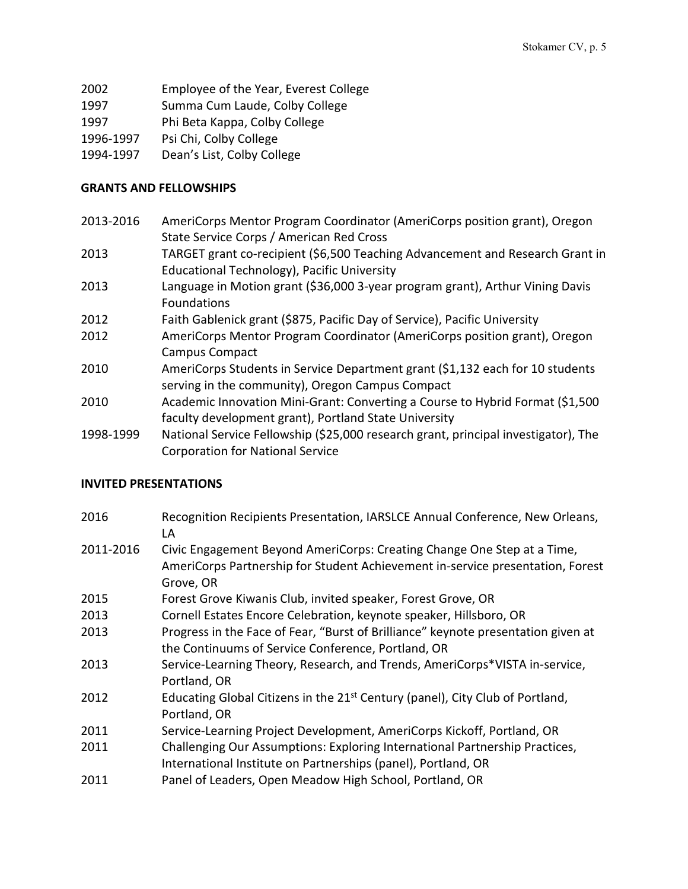| | |
|---|---|
| 2002 | Employee of the Year, Everest College |
| 1997 | Summa Cum Laude, Colby College |
| 1997 | Phi Beta Kappa, Colby College |
| 1996-1997 | Psi Chi, Colby College |
| 1994-1997 | Dean's List, Colby College |

## GRANTS AND FELLOWSHIPS

| | |
|---|---|
| 2013-2016 | AmeriCorps Mentor Program Coordinator (AmeriCorps position grant), Oregon State Service Corps / American Red Cross |
| 2013 | TARGET grant co-recipient ($6,500 Teaching Advancement and Research Grant in Educational Technology), Pacific University |
| 2013 | Language in Motion grant ($36,000 3-year program grant), Arthur Vining Davis Foundations |
| 2012 | Faith Gablenick grant ($875, Pacific Day of Service), Pacific University |
| 2012 | AmeriCorps Mentor Program Coordinator (AmeriCorps position grant), Oregon Campus Compact |
| 2010 | AmeriCorps Students in Service Department grant ($1,132 each for 10 students serving in the community), Oregon Campus Compact |
| 2010 | Academic Innovation Mini-Grant: Converting a Course to Hybrid Format ($1,500 faculty development grant), Portland State University |
| 1998-1999 | National Service Fellowship ($25,000 research grant, principal investigator), The Corporation for National Service |

## INVITED PRESENTATIONS

| | |
|---|---|
| 2016 | Recognition Recipients Presentation, IARSLCE Annual Conference, New Orleans, LA |
| 2011-2016 | Civic Engagement Beyond AmeriCorps: Creating Change One Step at a Time, AmeriCorps Partnership for Student Achievement in-service presentation, Forest Grove, OR |
| 2015 | Forest Grove Kiwanis Club, invited speaker, Forest Grove, OR |
| 2013 | Cornell Estates Encore Celebration, keynote speaker, Hillsboro, OR |
| 2013 | Progress in the Face of Fear, "Burst of Brilliance" keynote presentation given at the Continuums of Service Conference, Portland, OR |
| 2013 | Service-Learning Theory, Research, and Trends, AmeriCorps*VISTA in-service, Portland, OR |
| 2012 | Educating Global Citizens in the 21st Century (panel), City Club of Portland, Portland, OR |
| 2011 | Service-Learning Project Development, AmeriCorps Kickoff, Portland, OR |
| 2011 | Challenging Our Assumptions: Exploring International Partnership Practices, International Institute on Partnerships (panel), Portland, OR |
| 2011 | Panel of Leaders, Open Meadow High School, Portland, OR |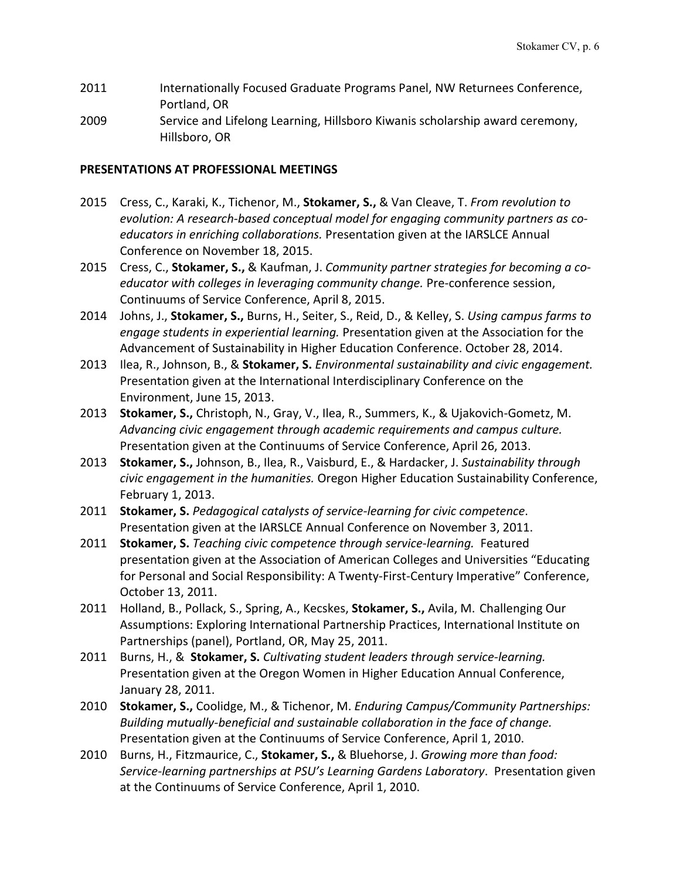2011 Internationally Focused Graduate Programs Panel, NW Returnees Conference, Portland, OR

2009 Service and Lifelong Learning, Hillsboro Kiwanis scholarship award ceremony, Hillsboro, OR

## PRESENTATIONS AT PROFESSIONAL MEETINGS

2015 Cress, C., Karaki, K., Tichenor, M., **Stokamer, S.,** & Van Cleave, T. *From revolution to evolution: A research-based conceptual model for engaging community partners as co-educators in enriching collaborations.* Presentation given at the IARSLCE Annual Conference on November 18, 2015.

2015 Cress, C., **Stokamer, S.,** & Kaufman, J. *Community partner strategies for becoming a co-educator with colleges in leveraging community change.* Pre-conference session, Continuums of Service Conference, April 8, 2015.

2014 Johns, J., **Stokamer, S.,** Burns, H., Seiter, S., Reid, D., & Kelley, S. *Using campus farms to engage students in experiential learning.* Presentation given at the Association for the Advancement of Sustainability in Higher Education Conference. October 28, 2014.

2013 Ilea, R., Johnson, B., & **Stokamer, S.** *Environmental sustainability and civic engagement.* Presentation given at the International Interdisciplinary Conference on the Environment, June 15, 2013.

2013 **Stokamer, S.,** Christoph, N., Gray, V., Ilea, R., Summers, K., & Ujakovich-Gometz, M. *Advancing civic engagement through academic requirements and campus culture.* Presentation given at the Continuums of Service Conference, April 26, 2013.

2013 **Stokamer, S.,** Johnson, B., Ilea, R., Vaisburd, E., & Hardacker, J. *Sustainability through civic engagement in the humanities.* Oregon Higher Education Sustainability Conference, February 1, 2013.

2011 **Stokamer, S.** *Pedagogical catalysts of service-learning for civic competence*. Presentation given at the IARSLCE Annual Conference on November 3, 2011.

2011 **Stokamer, S.** *Teaching civic competence through service-learning.* Featured presentation given at the Association of American Colleges and Universities "Educating for Personal and Social Responsibility: A Twenty-First-Century Imperative" Conference, October 13, 2011.

2011 Holland, B., Pollack, S., Spring, A., Kecskes, **Stokamer, S.,** Avila, M. Challenging Our Assumptions: Exploring International Partnership Practices, International Institute on Partnerships (panel), Portland, OR, May 25, 2011.

2011 Burns, H., & **Stokamer, S.** *Cultivating student leaders through service-learning.* Presentation given at the Oregon Women in Higher Education Annual Conference, January 28, 2011.

2010 **Stokamer, S.,** Coolidge, M., & Tichenor, M. *Enduring Campus/Community Partnerships: Building mutually-beneficial and sustainable collaboration in the face of change.* Presentation given at the Continuums of Service Conference, April 1, 2010.

2010 Burns, H., Fitzmaurice, C., **Stokamer, S.,** & Bluehorse, J. *Growing more than food: Service-learning partnerships at PSU's Learning Gardens Laboratory*. Presentation given at the Continuums of Service Conference, April 1, 2010.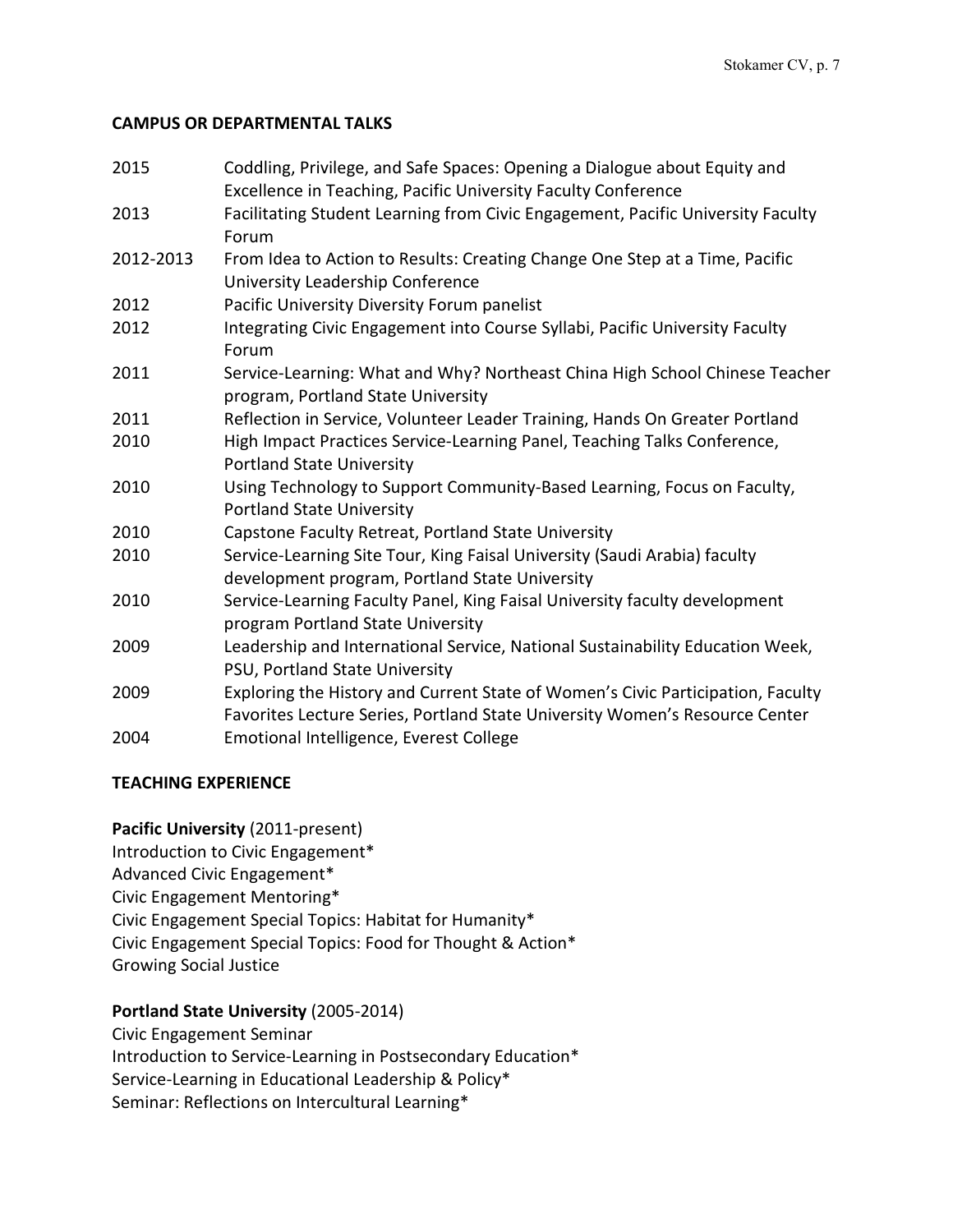## CAMPUS OR DEPARTMENTAL TALKS

| | |
|---|---|
| 2015 | Coddling, Privilege, and Safe Spaces: Opening a Dialogue about Equity and Excellence in Teaching, Pacific University Faculty Conference |
| 2013 | Facilitating Student Learning from Civic Engagement, Pacific University Faculty Forum |
| 2012-2013 | From Idea to Action to Results: Creating Change One Step at a Time, Pacific University Leadership Conference |
| 2012 | Pacific University Diversity Forum panelist |
| 2012 | Integrating Civic Engagement into Course Syllabi, Pacific University Faculty Forum |
| 2011 | Service-Learning: What and Why? Northeast China High School Chinese Teacher program, Portland State University |
| 2011 | Reflection in Service, Volunteer Leader Training, Hands On Greater Portland |
| 2010 | High Impact Practices Service-Learning Panel, Teaching Talks Conference, Portland State University |
| 2010 | Using Technology to Support Community-Based Learning, Focus on Faculty, Portland State University |
| 2010 | Capstone Faculty Retreat, Portland State University |
| 2010 | Service-Learning Site Tour, King Faisal University (Saudi Arabia) faculty development program, Portland State University |
| 2010 | Service-Learning Faculty Panel, King Faisal University faculty development program Portland State University |
| 2009 | Leadership and International Service, National Sustainability Education Week, PSU, Portland State University |
| 2009 | Exploring the History and Current State of Women's Civic Participation, Faculty Favorites Lecture Series, Portland State University Women's Resource Center |
| 2004 | Emotional Intelligence, Everest College |

## TEACHING EXPERIENCE

**Pacific University** (2011-present)
Introduction to Civic Engagement*
Advanced Civic Engagement*
Civic Engagement Mentoring*
Civic Engagement Special Topics: Habitat for Humanity*
Civic Engagement Special Topics: Food for Thought & Action*
Growing Social Justice

**Portland State University** (2005-2014)
Civic Engagement Seminar
Introduction to Service-Learning in Postsecondary Education*
Service-Learning in Educational Leadership & Policy*
Seminar: Reflections on Intercultural Learning*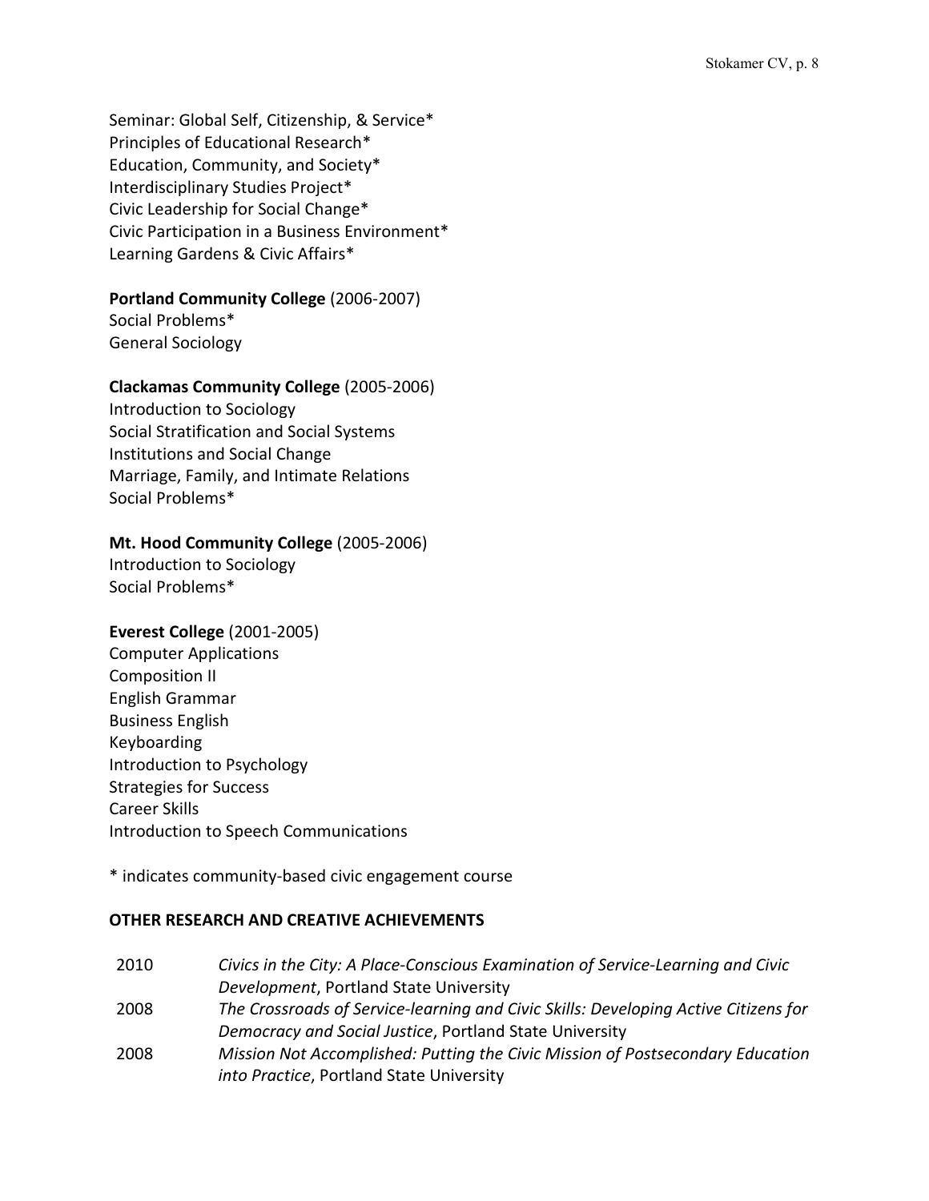Seminar: Global Self, Citizenship, & Service*
Principles of Educational Research*
Education, Community, and Society*
Interdisciplinary Studies Project*
Civic Leadership for Social Change*
Civic Participation in a Business Environment*
Learning Gardens & Civic Affairs*

**Portland Community College** (2006-2007)
Social Problems*
General Sociology

**Clackamas Community College** (2005-2006)
Introduction to Sociology
Social Stratification and Social Systems
Institutions and Social Change
Marriage, Family, and Intimate Relations
Social Problems*

**Mt. Hood Community College** (2005-2006)
Introduction to Sociology
Social Problems*

**Everest College** (2001-2005)
Computer Applications
Composition II
English Grammar
Business English
Keyboarding
Introduction to Psychology
Strategies for Success
Career Skills
Introduction to Speech Communications

* indicates community-based civic engagement course

## OTHER RESEARCH AND CREATIVE ACHIEVEMENTS

| | |
|---|---|
| 2010 | *Civics in the City: A Place-Conscious Examination of Service-Learning and Civic Development*, Portland State University |
| 2008 | *The Crossroads of Service-learning and Civic Skills: Developing Active Citizens for Democracy and Social Justice*, Portland State University |
| 2008 | *Mission Not Accomplished: Putting the Civic Mission of Postsecondary Education into Practice*, Portland State University |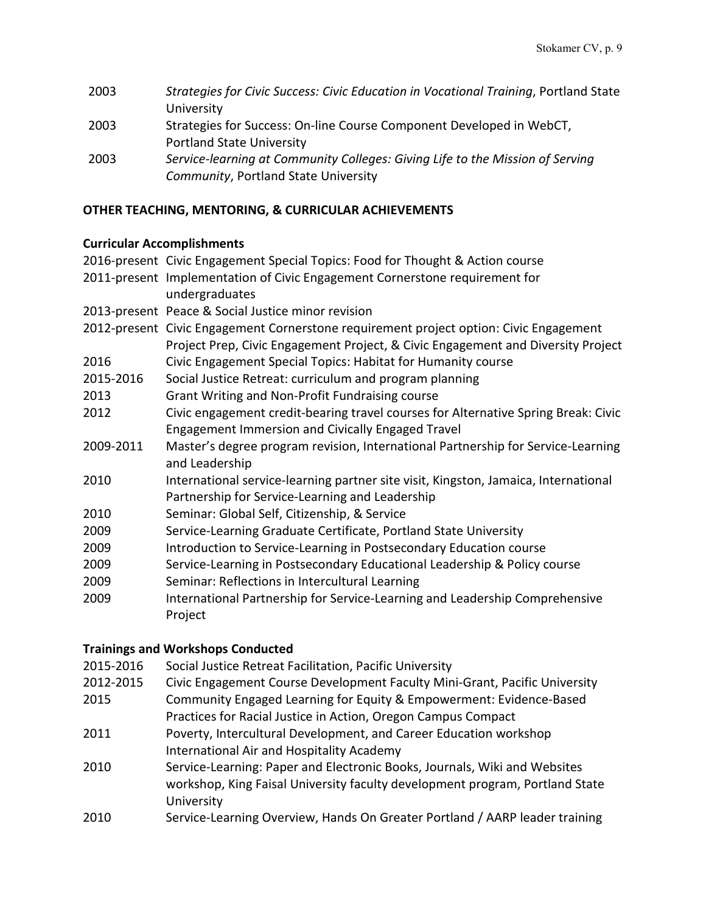2003 *Strategies for Civic Success: Civic Education in Vocational Training*, Portland State University

2003 Strategies for Success: On-line Course Component Developed in WebCT, Portland State University

2003 *Service-learning at Community Colleges: Giving Life to the Mission of Serving Community*, Portland State University

## OTHER TEACHING, MENTORING, & CURRICULAR ACHIEVEMENTS

### Curricular Accomplishments

2016-present Civic Engagement Special Topics: Food for Thought & Action course

2011-present Implementation of Civic Engagement Cornerstone requirement for undergraduates

2013-present Peace & Social Justice minor revision

2012-present Civic Engagement Cornerstone requirement project option: Civic Engagement Project Prep, Civic Engagement Project, & Civic Engagement and Diversity Project

2016 Civic Engagement Special Topics: Habitat for Humanity course

2015-2016 Social Justice Retreat: curriculum and program planning

2013 Grant Writing and Non-Profit Fundraising course

2012 Civic engagement credit-bearing travel courses for Alternative Spring Break: Civic Engagement Immersion and Civically Engaged Travel

2009-2011 Master's degree program revision, International Partnership for Service-Learning and Leadership

2010 International service-learning partner site visit, Kingston, Jamaica, International Partnership for Service-Learning and Leadership

2010 Seminar: Global Self, Citizenship, & Service

2009 Service-Learning Graduate Certificate, Portland State University

2009 Introduction to Service-Learning in Postsecondary Education course

2009 Service-Learning in Postsecondary Educational Leadership & Policy course

2009 Seminar: Reflections in Intercultural Learning

2009 International Partnership for Service-Learning and Leadership Comprehensive Project

### Trainings and Workshops Conducted

2015-2016 Social Justice Retreat Facilitation, Pacific University

2012-2015 Civic Engagement Course Development Faculty Mini-Grant, Pacific University

2015 Community Engaged Learning for Equity & Empowerment: Evidence-Based Practices for Racial Justice in Action, Oregon Campus Compact

2011 Poverty, Intercultural Development, and Career Education workshop International Air and Hospitality Academy

2010 Service-Learning: Paper and Electronic Books, Journals, Wiki and Websites workshop, King Faisal University faculty development program, Portland State University

2010 Service-Learning Overview, Hands On Greater Portland / AARP leader training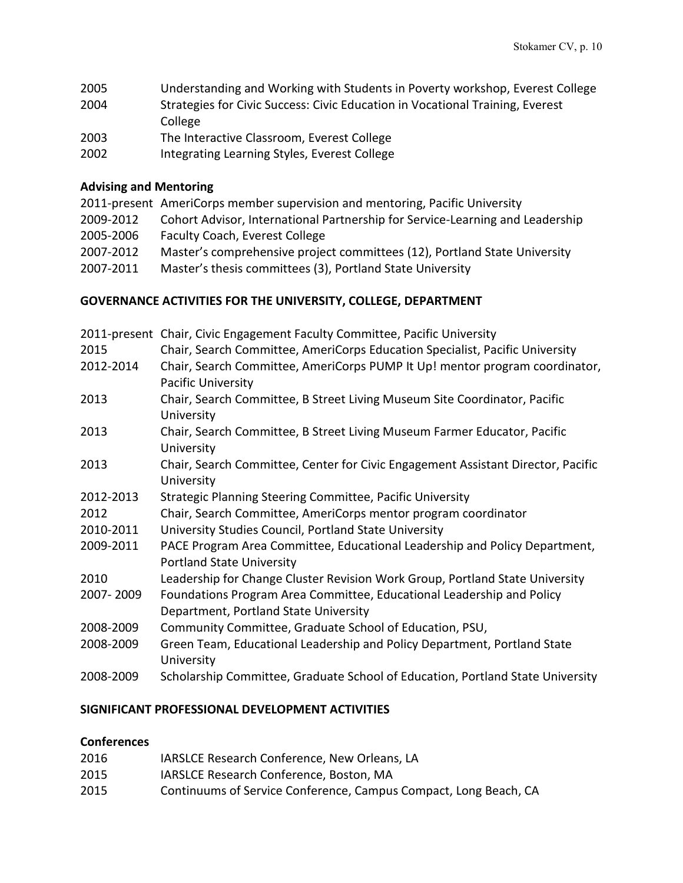2005 Understanding and Working with Students in Poverty workshop, Everest College

2004 Strategies for Civic Success: Civic Education in Vocational Training, Everest College

2003 The Interactive Classroom, Everest College

2002 Integrating Learning Styles, Everest College

### Advising and Mentoring

2011-present AmeriCorps member supervision and mentoring, Pacific University

2009-2012 Cohort Advisor, International Partnership for Service-Learning and Leadership

2005-2006 Faculty Coach, Everest College

2007-2012 Master's comprehensive project committees (12), Portland State University

2007-2011 Master's thesis committees (3), Portland State University

## GOVERNANCE ACTIVITIES FOR THE UNIVERSITY, COLLEGE, DEPARTMENT

2011-present Chair, Civic Engagement Faculty Committee, Pacific University

2015 Chair, Search Committee, AmeriCorps Education Specialist, Pacific University

2012-2014 Chair, Search Committee, AmeriCorps PUMP It Up! mentor program coordinator, Pacific University

2013 Chair, Search Committee, B Street Living Museum Site Coordinator, Pacific University

2013 Chair, Search Committee, B Street Living Museum Farmer Educator, Pacific University

2013 Chair, Search Committee, Center for Civic Engagement Assistant Director, Pacific University

2012-2013 Strategic Planning Steering Committee, Pacific University

2012 Chair, Search Committee, AmeriCorps mentor program coordinator

2010-2011 University Studies Council, Portland State University

2009-2011 PACE Program Area Committee, Educational Leadership and Policy Department, Portland State University

2010 Leadership for Change Cluster Revision Work Group, Portland State University

2007- 2009 Foundations Program Area Committee, Educational Leadership and Policy Department, Portland State University

2008-2009 Community Committee, Graduate School of Education, PSU,

2008-2009 Green Team, Educational Leadership and Policy Department, Portland State University

2008-2009 Scholarship Committee, Graduate School of Education, Portland State University

## SIGNIFICANT PROFESSIONAL DEVELOPMENT ACTIVITIES

### Conferences

2016 IARSLCE Research Conference, New Orleans, LA

2015 IARSLCE Research Conference, Boston, MA

2015 Continuums of Service Conference, Campus Compact, Long Beach, CA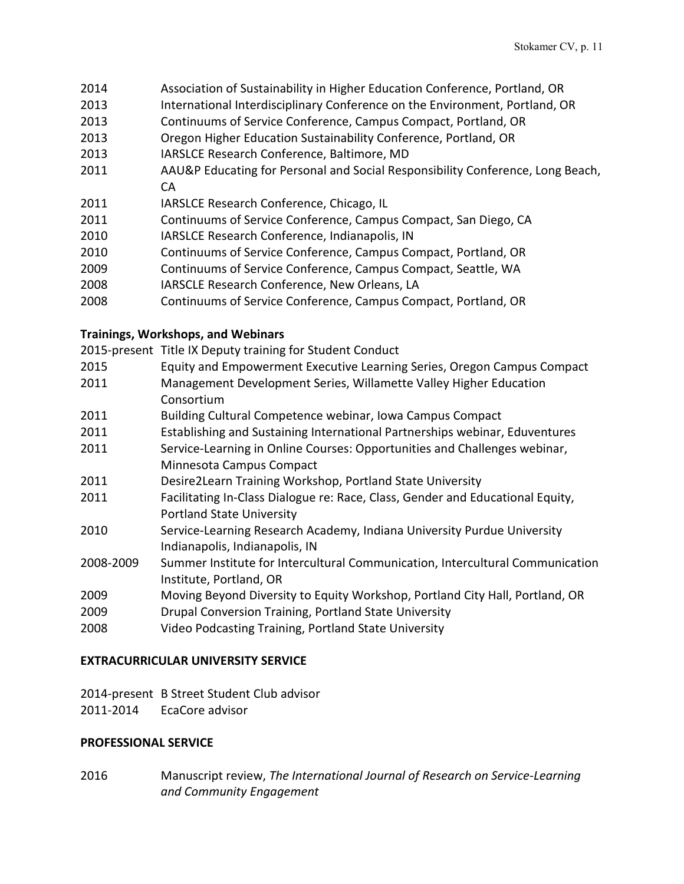2014 Association of Sustainability in Higher Education Conference, Portland, OR
2013 International Interdisciplinary Conference on the Environment, Portland, OR
2013 Continuums of Service Conference, Campus Compact, Portland, OR
2013 Oregon Higher Education Sustainability Conference, Portland, OR
2013 IARSLCE Research Conference, Baltimore, MD
2011 AAU&P Educating for Personal and Social Responsibility Conference, Long Beach, CA
2011 IARSLCE Research Conference, Chicago, IL
2011 Continuums of Service Conference, Campus Compact, San Diego, CA
2010 IARSLCE Research Conference, Indianapolis, IN
2010 Continuums of Service Conference, Campus Compact, Portland, OR
2009 Continuums of Service Conference, Campus Compact, Seattle, WA
2008 IARSCLE Research Conference, New Orleans, LA
2008 Continuums of Service Conference, Campus Compact, Portland, OR

**Trainings, Workshops, and Webinars**

2015-present Title IX Deputy training for Student Conduct
2015 Equity and Empowerment Executive Learning Series, Oregon Campus Compact
2011 Management Development Series, Willamette Valley Higher Education Consortium
2011 Building Cultural Competence webinar, Iowa Campus Compact
2011 Establishing and Sustaining International Partnerships webinar, Eduventures
2011 Service-Learning in Online Courses: Opportunities and Challenges webinar, Minnesota Campus Compact
2011 Desire2Learn Training Workshop, Portland State University
2011 Facilitating In-Class Dialogue re: Race, Class, Gender and Educational Equity, Portland State University
2010 Service-Learning Research Academy, Indiana University Purdue University Indianapolis, Indianapolis, IN
2008-2009 Summer Institute for Intercultural Communication, Intercultural Communication Institute, Portland, OR
2009 Moving Beyond Diversity to Equity Workshop, Portland City Hall, Portland, OR
2009 Drupal Conversion Training, Portland State University
2008 Video Podcasting Training, Portland State University

**EXTRACURRICULAR UNIVERSITY SERVICE**

2014-present B Street Student Club advisor
2011-2014 EcaCore advisor

**PROFESSIONAL SERVICE**

2016 Manuscript review, *The International Journal of Research on Service-Learning and Community Engagement*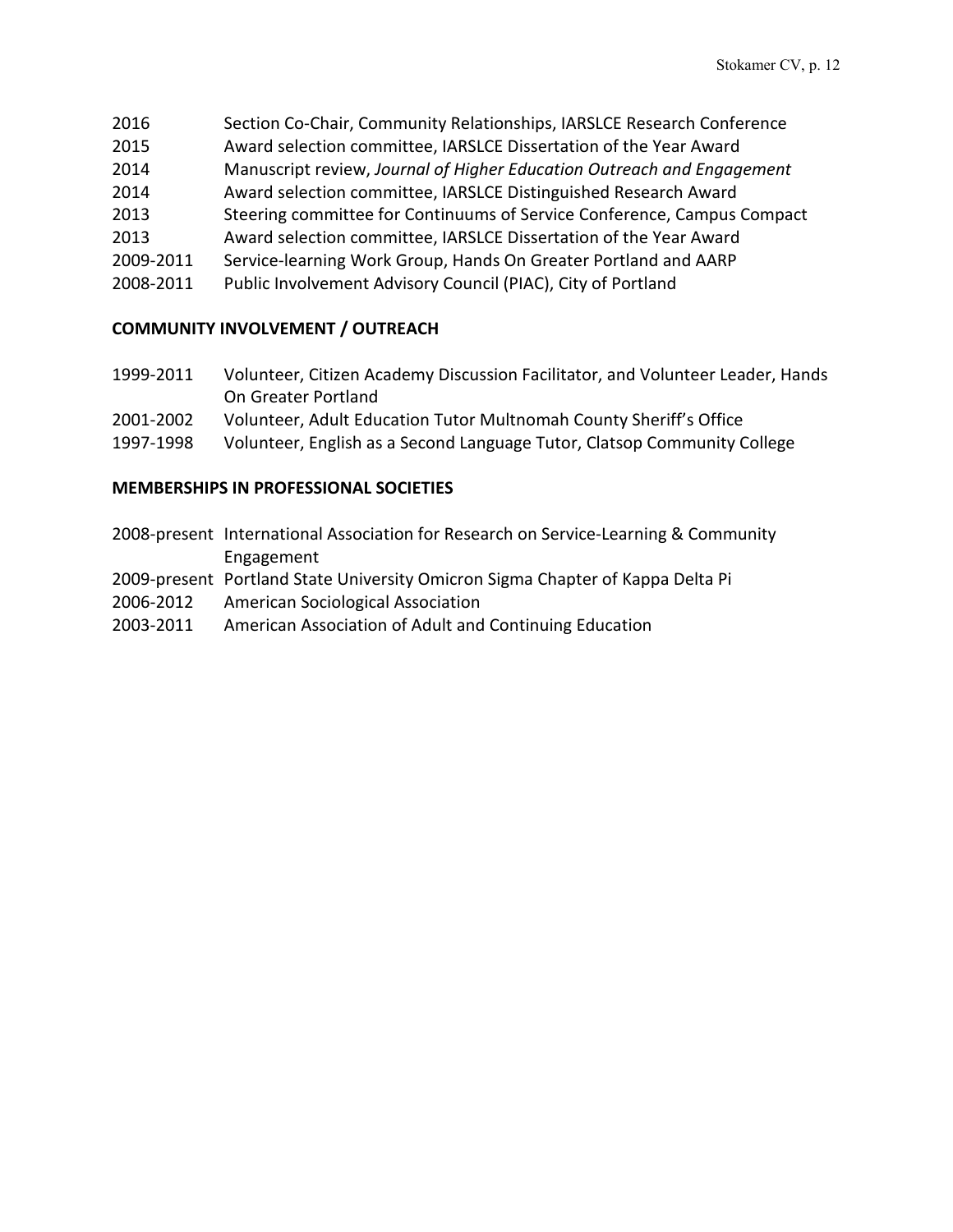2016 Section Co-Chair, Community Relationships, IARSLCE Research Conference
2015 Award selection committee, IARSLCE Dissertation of the Year Award
2014 Manuscript review, *Journal of Higher Education Outreach and Engagement*
2014 Award selection committee, IARSLCE Distinguished Research Award
2013 Steering committee for Continuums of Service Conference, Campus Compact
2013 Award selection committee, IARSLCE Dissertation of the Year Award
2009-2011 Service-learning Work Group, Hands On Greater Portland and AARP
2008-2011 Public Involvement Advisory Council (PIAC), City of Portland

## COMMUNITY INVOLVEMENT / OUTREACH

1999-2011 Volunteer, Citizen Academy Discussion Facilitator, and Volunteer Leader, Hands On Greater Portland
2001-2002 Volunteer, Adult Education Tutor Multnomah County Sheriff's Office
1997-1998 Volunteer, English as a Second Language Tutor, Clatsop Community College

## MEMBERSHIPS IN PROFESSIONAL SOCIETIES

2008-present International Association for Research on Service-Learning & Community Engagement
2009-present Portland State University Omicron Sigma Chapter of Kappa Delta Pi
2006-2012 American Sociological Association
2003-2011 American Association of Adult and Continuing Education